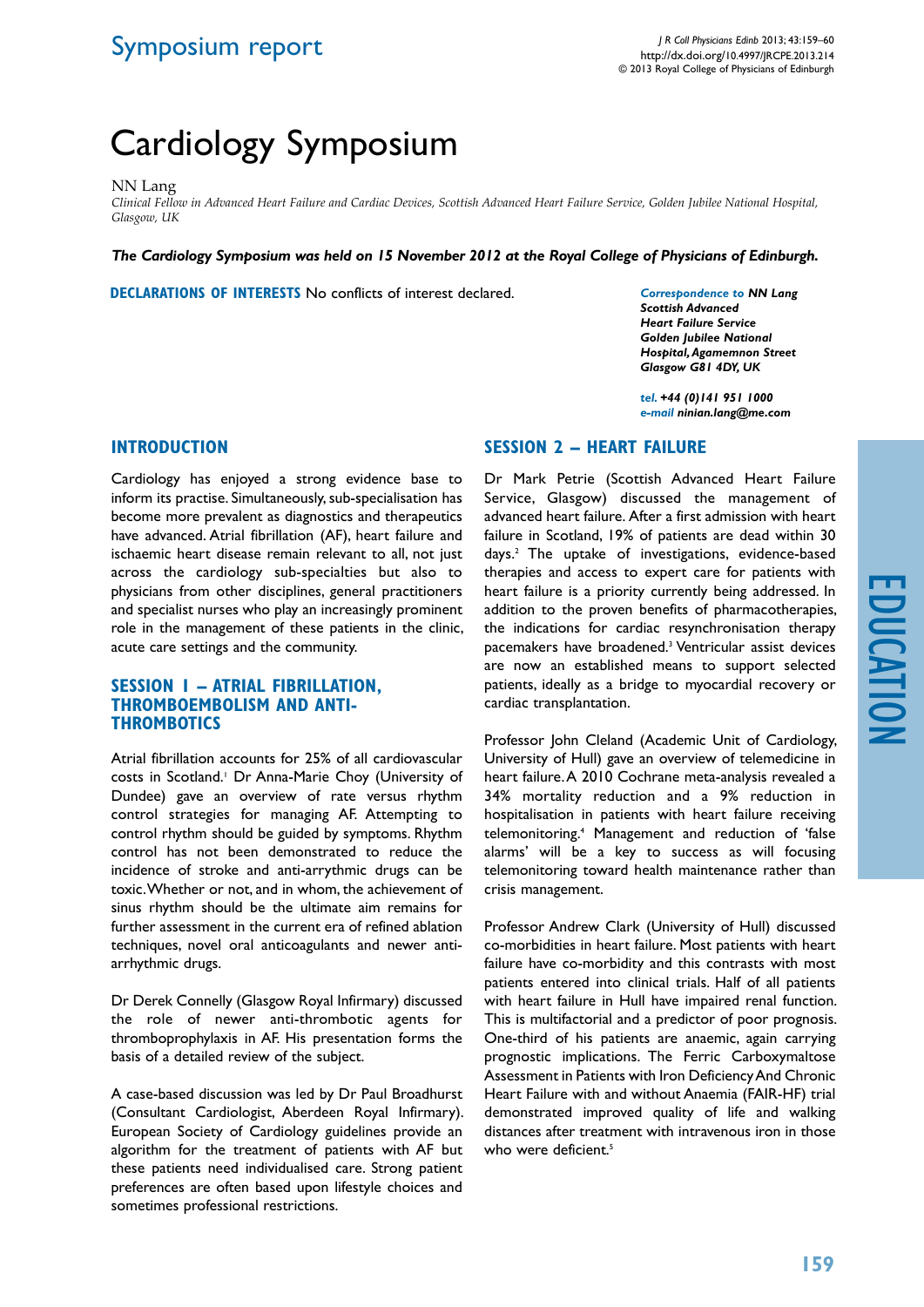# Symposium report

# Cardiology Symposium

NN Lang

*Clinical Fellow in Advanced Heart Failure and Cardiac Devices, Scottish Advanced Heart Failure Service, Golden Jubilee National Hospital, Glasgow, UK*

***The Cardiology Symposium was held on 15 November 2012 at the Royal College of Physicians of Edinburgh.***

**DECLARATIONS OF INTERESTS** No conflicts of interest declared.

***Correspondence to NN Lang***
***Scottish Advanced Heart Failure Service***
***Golden Jubilee National Hospital, Agamemnon Street***
***Glasgow G81 4DY, UK***

***tel. +44 (0)141 951 1000***
***e-mail ninian.lang@me.com***

## INTRODUCTION

Cardiology has enjoyed a strong evidence base to inform its practise. Simultaneously, sub-specialisation has become more prevalent as diagnostics and therapeutics have advanced. Atrial fibrillation (AF), heart failure and ischaemic heart disease remain relevant to all, not just across the cardiology sub-specialties but also to physicians from other disciplines, general practitioners and specialist nurses who play an increasingly prominent role in the management of these patients in the clinic, acute care settings and the community.

## SESSION 1 – ATRIAL FIBRILLATION, THROMBOEMBOLISM AND ANTI-THROMBOTICS

Atrial fibrillation accounts for 25% of all cardiovascular costs in Scotland.[1] Dr Anna-Marie Choy (University of Dundee) gave an overview of rate versus rhythm control strategies for managing AF. Attempting to control rhythm should be guided by symptoms. Rhythm control has not been demonstrated to reduce the incidence of stroke and anti-arrythmic drugs can be toxic. Whether or not, and in whom, the achievement of sinus rhythm should be the ultimate aim remains for further assessment in the current era of refined ablation techniques, novel oral anticoagulants and newer anti-arrhythmic drugs.

Dr Derek Connelly (Glasgow Royal Infirmary) discussed the role of newer anti-thrombotic agents for thromboprophylaxis in AF. His presentation forms the basis of a detailed review of the subject.

A case-based discussion was led by Dr Paul Broadhurst (Consultant Cardiologist, Aberdeen Royal Infirmary). European Society of Cardiology guidelines provide an algorithm for the treatment of patients with AF but these patients need individualised care. Strong patient preferences are often based upon lifestyle choices and sometimes professional restrictions.

## SESSION 2 – HEART FAILURE

Dr Mark Petrie (Scottish Advanced Heart Failure Service, Glasgow) discussed the management of advanced heart failure. After a first admission with heart failure in Scotland, 19% of patients are dead within 30 days.[2] The uptake of investigations, evidence-based therapies and access to expert care for patients with heart failure is a priority currently being addressed. In addition to the proven benefits of pharmacotherapies, the indications for cardiac resynchronisation therapy pacemakers have broadened.[3] Ventricular assist devices are now an established means to support selected patients, ideally as a bridge to myocardial recovery or cardiac transplantation.

Professor John Cleland (Academic Unit of Cardiology, University of Hull) gave an overview of telemedicine in heart failure. A 2010 Cochrane meta-analysis revealed a 34% mortality reduction and a 9% reduction in hospitalisation in patients with heart failure receiving telemonitoring.[4] Management and reduction of 'false alarms' will be a key to success as will focusing telemonitoring toward health maintenance rather than crisis management.

Professor Andrew Clark (University of Hull) discussed co-morbidities in heart failure. Most patients with heart failure have co-morbidity and this contrasts with most patients entered into clinical trials. Half of all patients with heart failure in Hull have impaired renal function. This is multifactorial and a predictor of poor prognosis. One-third of his patients are anaemic, again carrying prognostic implications. The Ferric Carboxymaltose Assessment in Patients with Iron Deficiency And Chronic Heart Failure with and without Anaemia (FAIR-HF) trial demonstrated improved quality of life and walking distances after treatment with intravenous iron in those who were deficient.[5]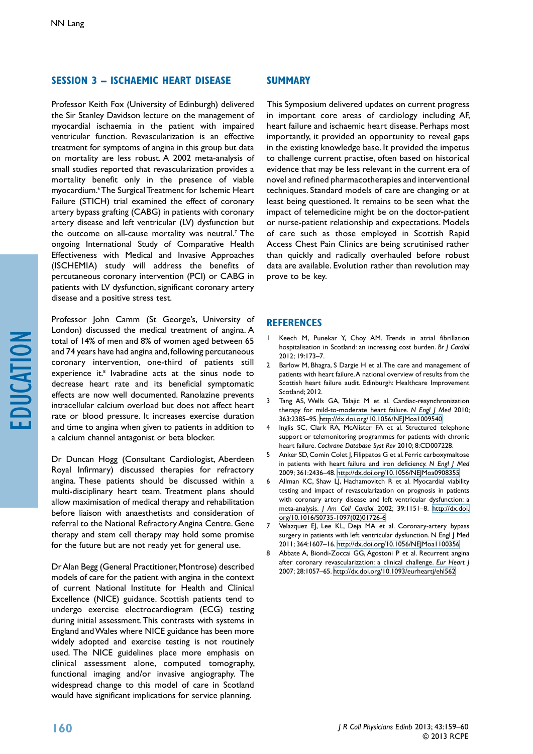## SESSION 3 – ISCHAEMIC HEART DISEASE

Professor Keith Fox (University of Edinburgh) delivered the Sir Stanley Davidson lecture on the management of myocardial ischaemia in the patient with impaired ventricular function. Revascularization is an effective treatment for symptoms of angina in this group but data on mortality are less robust. A 2002 meta-analysis of small studies reported that revascularization provides a mortality benefit only in the presence of viable myocardium.[6] The Surgical Treatment for Ischemic Heart Failure (STICH) trial examined the effect of coronary artery bypass grafting (CABG) in patients with coronary artery disease and left ventricular (LV) dysfunction but the outcome on all-cause mortality was neutral.[7] The ongoing International Study of Comparative Health Effectiveness with Medical and Invasive Approaches (ISCHEMIA) study will address the benefits of percutaneous coronary intervention (PCI) or CABG in patients with LV dysfunction, significant coronary artery disease and a positive stress test.

Professor John Camm (St George's, University of London) discussed the medical treatment of angina. A total of 14% of men and 8% of women aged between 65 and 74 years have had angina and, following percutaneous coronary intervention, one-third of patients still experience it.[8] Ivabradine acts at the sinus node to decrease heart rate and its beneficial symptomatic effects are now well documented. Ranolazine prevents intracellular calcium overload but does not affect heart rate or blood pressure. It increases exercise duration and time to angina when given to patients in addition to a calcium channel antagonist or beta blocker.

Dr Duncan Hogg (Consultant Cardiologist, Aberdeen Royal Infirmary) discussed therapies for refractory angina. These patients should be discussed within a multi-disciplinary heart team. Treatment plans should allow maximisation of medical therapy and rehabilitation before liaison with anaesthetists and consideration of referral to the National Refractory Angina Centre. Gene therapy and stem cell therapy may hold some promise for the future but are not ready yet for general use.

Dr Alan Begg (General Practitioner, Montrose) described models of care for the patient with angina in the context of current National Institute for Health and Clinical Excellence (NICE) guidance. Scottish patients tend to undergo exercise electrocardiogram (ECG) testing during initial assessment. This contrasts with systems in England and Wales where NICE guidance has been more widely adopted and exercise testing is not routinely used. The NICE guidelines place more emphasis on clinical assessment alone, computed tomography, functional imaging and/or invasive angiography. The widespread change to this model of care in Scotland would have significant implications for service planning.

## SUMMARY

This Symposium delivered updates on current progress in important core areas of cardiology including AF, heart failure and ischaemic heart disease. Perhaps most importantly, it provided an opportunity to reveal gaps in the existing knowledge base. It provided the impetus to challenge current practise, often based on historical evidence that may be less relevant in the current era of novel and refined pharmacotherapies and interventional techniques. Standard models of care are changing or at least being questioned. It remains to be seen what the impact of telemedicine might be on the doctor-patient or nurse-patient relationship and expectations. Models of care such as those employed in Scottish Rapid Access Chest Pain Clinics are being scrutinised rather than quickly and radically overhauled before robust data are available. Evolution rather than revolution may prove to be key.

## REFERENCES

1. Keech M, Punekar Y, Choy AM. Trends in atrial fibrillation hospitalisation in Scotland: an increasing cost burden. *Br J Cardiol* 2012; 19:173–7.
2. Barlow M, Bhagra, S Dargie H et al. The care and management of patients with heart failure. A national overview of results from the Scottish heart failure audit. Edinburgh: Healthcare Improvement Scotland; 2012.
3. Tang AS, Wells GA, Talajic M et al. Cardiac-resynchronization therapy for mild-to-moderate heart failure. *N Engl J Med* 2010; 363:2385–95. http://dx.doi.org/10.1056/NEJMoa1009540
4. Inglis SC, Clark RA, McAlister FA et al. Structured telephone support or telemonitoring programmes for patients with chronic heart failure. *Cochrane Database Syst Rev* 2010; 8:CD007228.
5. Anker SD, Comin Colet J, Filippatos G et al. Ferric carboxymaltose in patients with heart failure and iron deficiency. *N Engl J Med* 2009; 361:2436–48. http://dx.doi.org/10.1056/NEJMoa0908355
6. Allman KC, Shaw LJ, Hachamovitch R et al. Myocardial viability testing and impact of revascularization on prognosis in patients with coronary artery disease and left ventricular dysfunction: a meta-analysis. *J Am Coll Cardiol* 2002; 39:1151–8. http://dx.doi.org/10.1016/S0735-1097(02)01726-6
7. Velazquez EJ, Lee KL, Deja MA et al. Coronary-artery bypass surgery in patients with left ventricular dysfunction. N Engl J Med 2011; 364:1607–16. http://dx.doi.org/10.1056/NEJMoa1100356
8. Abbate A, Biondi-Zoccai GG, Agostoni P et al. Recurrent angina after coronary revascularization: a clinical challenge. *Eur Heart J* 2007; 28:1057–65. http://dx.doi.org/10.1093/eurheartj/ehl562